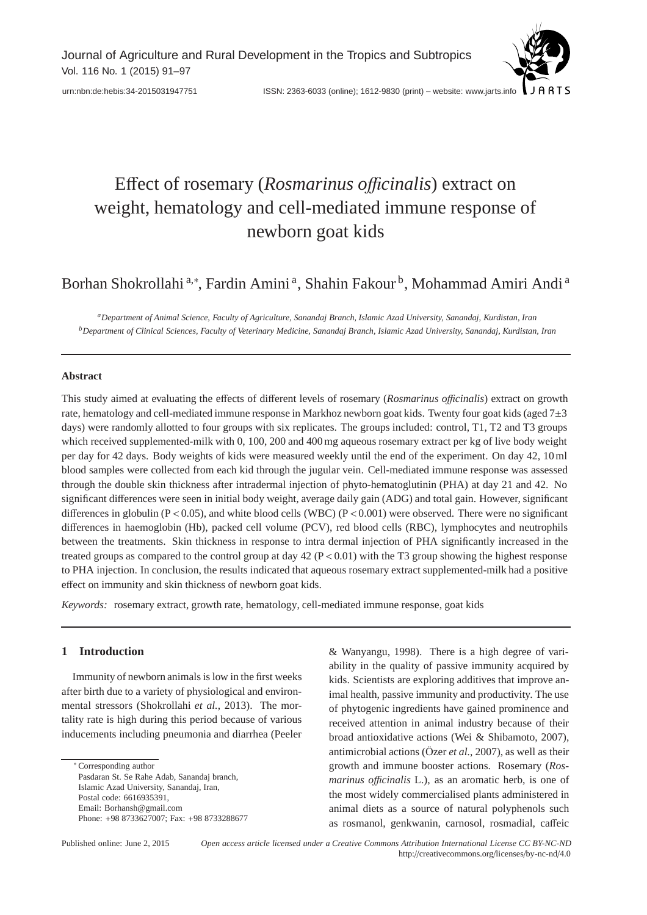# Effect of rosemary (*Rosmarinus officinalis*) extract on weight, hematology and cell-mediated immune response of newborn goat kids

Borhan Shokrollahi [a,*], Fardin Amini [a], Shahin Fakour [b], Mohammad Amiri Andi [a]

[a] *Department of Animal Science, Faculty of Agriculture, Sanandaj Branch, Islamic Azad University, Sanandaj, Kurdistan, Iran*

[b] *Department of Clinical Sciences, Faculty of Veterinary Medicine, Sanandaj Branch, Islamic Azad University, Sanandaj, Kurdistan, Iran*

---

### Abstract

This study aimed at evaluating the effects of different levels of rosemary (*Rosmarinus officinalis*) extract on growth rate, hematology and cell-mediated immune response in Markhoz newborn goat kids. Twenty four goat kids (aged 7±3 days) were randomly allotted to four groups with six replicates. The groups included: control, T1, T2 and T3 groups which received supplemented-milk with 0, 100, 200 and 400 mg aqueous rosemary extract per kg of live body weight per day for 42 days. Body weights of kids were measured weekly until the end of the experiment. On day 42, 10 ml blood samples were collected from each kid through the jugular vein. Cell-mediated immune response was assessed through the double skin thickness after intradermal injection of phyto-hematoglutinin (PHA) at day 21 and 42. No significant differences were seen in initial body weight, average daily gain (ADG) and total gain. However, significant differences in globulin ($P < 0.05$), and white blood cells (WBC) ($P < 0.001$) were observed. There were no significant differences in haemoglobin (Hb), packed cell volume (PCV), red blood cells (RBC), lymphocytes and neutrophils between the treatments. Skin thickness in response to intra dermal injection of PHA significantly increased in the treated groups as compared to the control group at day 42 ($P < 0.01$) with the T3 group showing the highest response to PHA injection. In conclusion, the results indicated that aqueous rosemary extract supplemented-milk had a positive effect on immunity and skin thickness of newborn goat kids.

*Keywords:* rosemary extract, growth rate, hematology, cell-mediated immune response, goat kids

---

## 1 Introduction

Immunity of newborn animals is low in the first weeks after birth due to a variety of physiological and environmental stressors (Shokrollahi *et al.*, 2013). The mortality rate is high during this period because of various inducements including pneumonia and diarrhea (Peeler & Wanyangu, 1998). There is a high degree of variability in the quality of passive immunity acquired by kids. Scientists are exploring additives that improve animal health, passive immunity and productivity. The use of phytogenic ingredients have gained prominence and received attention in animal industry because of their broad antioxidative actions (Wei & Shibamoto, 2007), antimicrobial actions (Özer *et al.*, 2007), as well as their growth and immune booster actions. Rosemary (*Rosmarinus officinalis* L.), as an aromatic herb, is one of the most widely commercialised plants administered in animal diets as a source of natural polyphenols such as rosmanol, genkwanin, carnosol, rosmadial, caffeic

---

[*] Corresponding author
Pasdaran St. Se Rahe Adab, Sanandaj branch,
Islamic Azad University, Sanandaj, Iran,
Postal code: 6616935391,
Email: Borhansh@gmail.com
Phone: +98 8733627007; Fax: +98 8733288677

Published online: June 2, 2015

*Open access article licensed under a Creative Commons Attribution International License CC BY-NC-ND*
http://creativecommons.org/licenses/by-nc-nd/4.0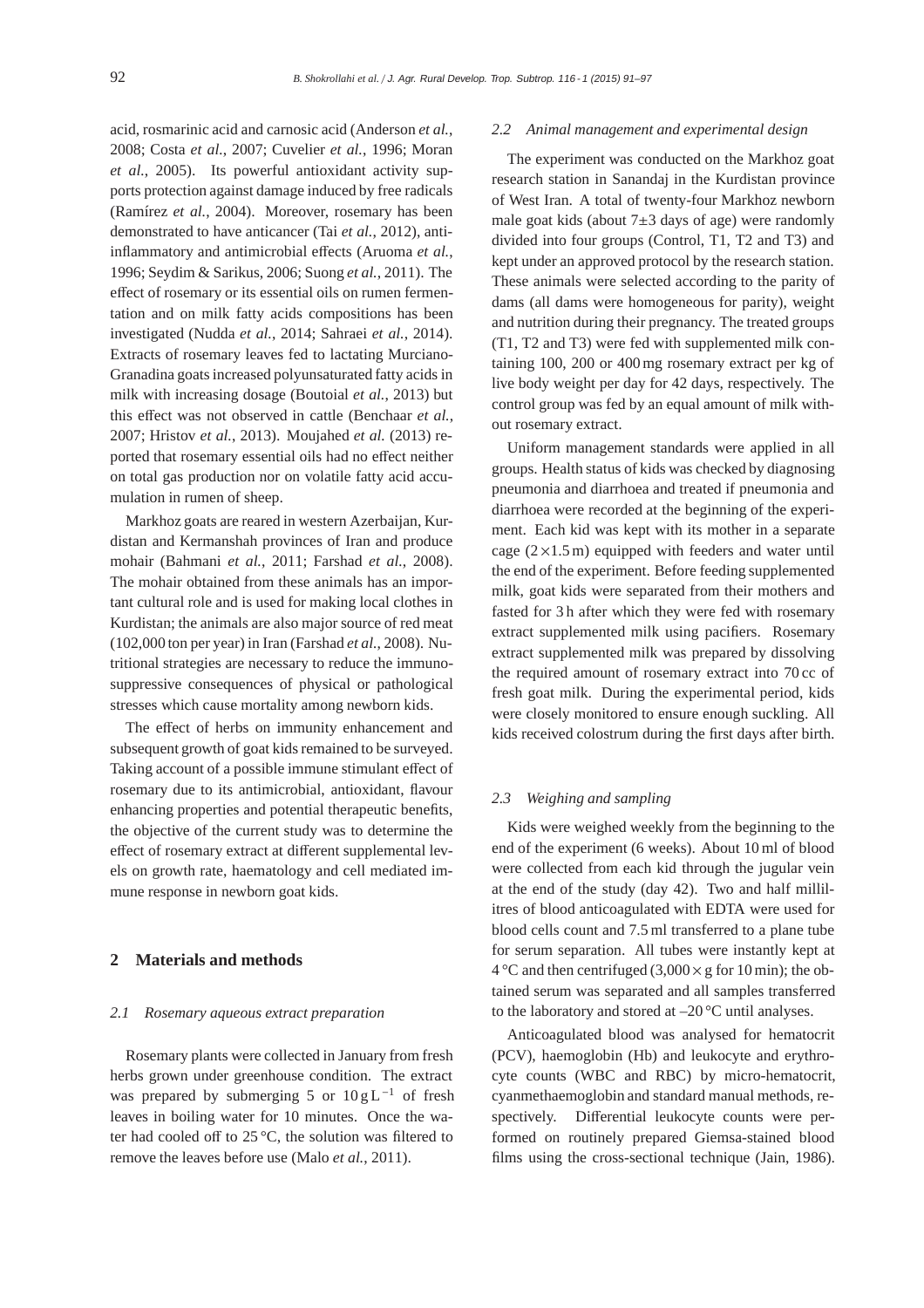acid, rosmarinic acid and carnosic acid (Anderson *et al.*, 2008; Costa *et al.*, 2007; Cuvelier *et al.*, 1996; Moran *et al.*, 2005). Its powerful antioxidant activity supports protection against damage induced by free radicals (Ramírez *et al.*, 2004). Moreover, rosemary has been demonstrated to have anticancer (Tai *et al.*, 2012), anti-inflammatory and antimicrobial effects (Aruoma *et al.*, 1996; Seydim & Sarikus, 2006; Suong *et al.*, 2011). The effect of rosemary or its essential oils on rumen fermentation and on milk fatty acids compositions has been investigated (Nudda *et al.*, 2014; Sahraei *et al.*, 2014). Extracts of rosemary leaves fed to lactating Murciano-Granadina goats increased polyunsaturated fatty acids in milk with increasing dosage (Boutoial *et al.*, 2013) but this effect was not observed in cattle (Benchaar *et al.*, 2007; Hristov *et al.*, 2013). Moujahed *et al.* (2013) reported that rosemary essential oils had no effect neither on total gas production nor on volatile fatty acid accumulation in rumen of sheep.

Markhoz goats are reared in western Azerbaijan, Kurdistan and Kermanshah provinces of Iran and produce mohair (Bahmani *et al.*, 2011; Farshad *et al.*, 2008). The mohair obtained from these animals has an important cultural role and is used for making local clothes in Kurdistan; the animals are also major source of red meat (102,000 ton per year) in Iran (Farshad *et al.*, 2008). Nutritional strategies are necessary to reduce the immunosuppressive consequences of physical or pathological stresses which cause mortality among newborn kids.

The effect of herbs on immunity enhancement and subsequent growth of goat kids remained to be surveyed. Taking account of a possible immune stimulant effect of rosemary due to its antimicrobial, antioxidant, flavour enhancing properties and potential therapeutic benefits, the objective of the current study was to determine the effect of rosemary extract at different supplemental levels on growth rate, haematology and cell mediated immune response in newborn goat kids.

## 2 Materials and methods

### *2.1 Rosemary aqueous extract preparation*

Rosemary plants were collected in January from fresh herbs grown under greenhouse condition. The extract was prepared by submerging 5 or $10\,g\,L^{-1}$ of fresh leaves in boiling water for 10 minutes. Once the water had cooled off to 25 °C, the solution was filtered to remove the leaves before use (Malo *et al.*, 2011).

### *2.2 Animal management and experimental design*

The experiment was conducted on the Markhoz goat research station in Sanandaj in the Kurdistan province of West Iran. A total of twenty-four Markhoz newborn male goat kids (about $7\pm3$ days of age) were randomly divided into four groups (Control, T1, T2 and T3) and kept under an approved protocol by the research station. These animals were selected according to the parity of dams (all dams were homogeneous for parity), weight and nutrition during their pregnancy. The treated groups (T1, T2 and T3) were fed with supplemented milk containing 100, 200 or 400 mg rosemary extract per kg of live body weight per day for 42 days, respectively. The control group was fed by an equal amount of milk without rosemary extract.

Uniform management standards were applied in all groups. Health status of kids was checked by diagnosing pneumonia and diarrhoea and treated if pneumonia and diarrhoea were recorded at the beginning of the experiment. Each kid was kept with its mother in a separate cage ($2\times1.5$ m) equipped with feeders and water until the end of the experiment. Before feeding supplemented milk, goat kids were separated from their mothers and fasted for 3 h after which they were fed with rosemary extract supplemented milk using pacifiers. Rosemary extract supplemented milk was prepared by dissolving the required amount of rosemary extract into 70 cc of fresh goat milk. During the experimental period, kids were closely monitored to ensure enough suckling. All kids received colostrum during the first days after birth.

### *2.3 Weighing and sampling*

Kids were weighed weekly from the beginning to the end of the experiment (6 weeks). About 10 ml of blood were collected from each kid through the jugular vein at the end of the study (day 42). Two and half millilitres of blood anticoagulated with EDTA were used for blood cells count and 7.5 ml transferred to a plane tube for serum separation. All tubes were instantly kept at 4 °C and then centrifuged ($3{,}000\times g$ for 10 min); the obtained serum was separated and all samples transferred to the laboratory and stored at –20 °C until analyses.

Anticoagulated blood was analysed for hematocrit (PCV), haemoglobin (Hb) and leukocyte and erythrocyte counts (WBC and RBC) by micro-hematocrit, cyanmethaemoglobin and standard manual methods, respectively. Differential leukocyte counts were performed on routinely prepared Giemsa-stained blood films using the cross-sectional technique (Jain, 1986).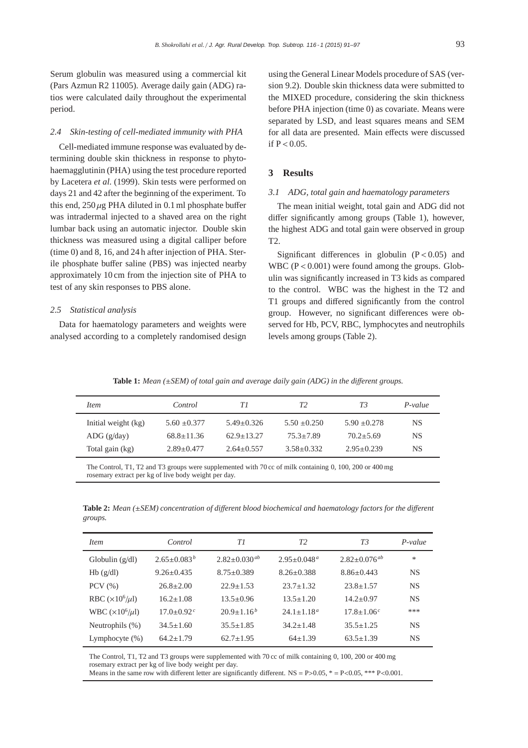Serum globulin was measured using a commercial kit (Pars Azmun R2 11005). Average daily gain (ADG) ratios were calculated daily throughout the experimental period.

### *2.4 Skin-testing of cell-mediated immunity with PHA*

Cell-mediated immune response was evaluated by determining double skin thickness in response to phytohaemagglutinin (PHA) using the test procedure reported by Lacetera *et al.* (1999). Skin tests were performed on days 21 and 42 after the beginning of the experiment. To this end, 250 $\mu$g PHA diluted in 0.1 ml phosphate buffer was intradermal injected to a shaved area on the right lumbar back using an automatic injector. Double skin thickness was measured using a digital calliper before (time 0) and 8, 16, and 24 h after injection of PHA. Sterile phosphate buffer saline (PBS) was injected nearby approximately 10 cm from the injection site of PHA to test of any skin responses to PBS alone.

### *2.5 Statistical analysis*

Data for haematology parameters and weights were analysed according to a completely randomised design using the General Linear Models procedure of SAS (version 9.2). Double skin thickness data were submitted to the MIXED procedure, considering the skin thickness before PHA injection (time 0) as covariate. Means were separated by LSD, and least squares means and SEM for all data are presented. Main effects were discussed if $P < 0.05$.

## 3 Results

### *3.1 ADG, total gain and haematology parameters*

The mean initial weight, total gain and ADG did not differ significantly among groups (Table 1), however, the highest ADG and total gain were observed in group T2.

Significant differences in globulin ($P < 0.05$) and WBC ($P < 0.001$) were found among the groups. Globulin was significantly increased in T3 kids as compared to the control. WBC was the highest in the T2 and T1 groups and differed significantly from the control group. However, no significant differences were observed for Hb, PCV, RBC, lymphocytes and neutrophils levels among groups (Table 2).

**Table 1:** *Mean (±SEM) of total gain and average daily gain (ADG) in the different groups.*

| *Item* | *Control* | *T1* | *T2* | *T3* | *P-value* |
|---|---|---|---|---|---|
| Initial weight (kg) | 5.60 ±0.377 | 5.49±0.326 | 5.50 ±0.250 | 5.90 ±0.278 | NS |
| ADG (g/day) | 68.8±11.36 | 62.9±13.27 | 75.3±7.89 | 70.2±5.69 | NS |
| Total gain (kg) | 2.89±0.477 | 2.64±0.557 | 3.58±0.332 | 2.95±0.239 | NS |

The Control, T1, T2 and T3 groups were supplemented with 70 cc of milk containing 0, 100, 200 or 400 mg rosemary extract per kg of live body weight per day.

**Table 2:** *Mean (±SEM) concentration of different blood biochemical and haematology factors for the different groups.*

| *Item* | *Control* | *T1* | *T2* | *T3* | *P-value* |
|---|---|---|---|---|---|
| Globulin (g/dl) | $2.65{\pm}0.083^{b}$ | $2.82{\pm}0.030^{ab}$ | $2.95{\pm}0.048^{a}$ | $2.82{\pm}0.076^{ab}$ | * |
| Hb (g/dl) | 9.26±0.435 | 8.75±0.389 | 8.26±0.388 | 8.86±0.443 | NS |
| PCV (%) | 26.8±2.00 | 22.9±1.53 | 23.7±1.32 | 23.8±1.57 | NS |
| RBC ($\times10^{6}/\mu$l) | 16.2±1.08 | 13.5±0.96 | 13.5±1.20 | 14.2±0.97 | NS |
| WBC ($\times10^{6}/\mu$l) | $17.0{\pm}0.92^{c}$ | $20.9{\pm}1.16^{b}$ | $24.1{\pm}1.18^{a}$ | $17.8{\pm}1.06^{c}$ | *** |
| Neutrophils (%) | 34.5±1.60 | 35.5±1.85 | 34.2±1.48 | 35.5±1.25 | NS |
| Lymphocyte (%) | 64.2±1.79 | 62.7±1.95 | 64±1.39 | 63.5±1.39 | NS |

The Control, T1, T2 and T3 groups were supplemented with 70 cc of milk containing 0, 100, 200 or 400 mg rosemary extract per kg of live body weight per day.
Means in the same row with different letter are significantly different. NS = $P>0.05$, * = $P<0.05$, *** $P<0.001$.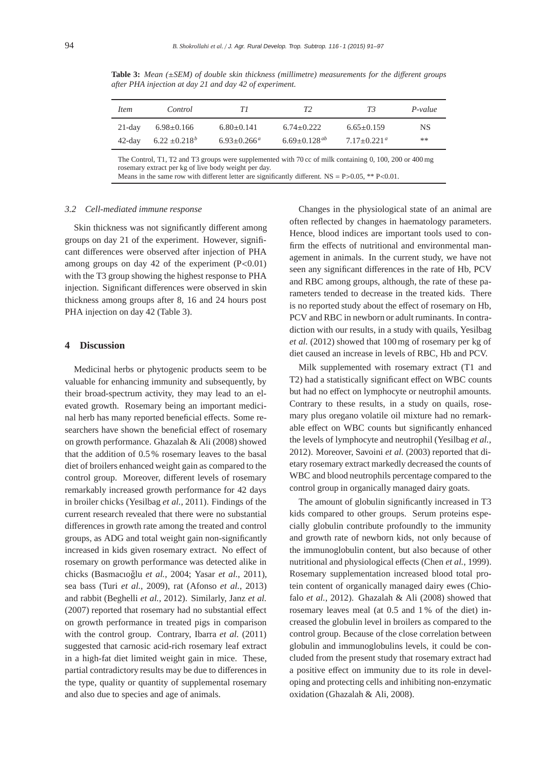**Table 3:** *Mean (±SEM) of double skin thickness (millimetre) measurements for the different groups after PHA injection at day 21 and day 42 of experiment.*

| *Item* | *Control* | *T1* | *T2* | *T3* | *P-value* |
|---|---|---|---|---|---|
| 21-day | 6.98±0.166 | 6.80±0.141 | 6.74±0.222 | 6.65±0.159 | NS |
| 42-day | 6.22 ±0.218[b] | 6.93±0.266[a] | 6.69±0.128[ab] | 7.17±0.221[a] | ** |

The Control, T1, T2 and T3 groups were supplemented with 70 cc of milk containing 0, 100, 200 or 400 mg rosemary extract per kg of live body weight per day.
Means in the same row with different letter are significantly different. NS = P>0.05, ** P<0.01.

### *3.2 Cell-mediated immune response*

Skin thickness was not significantly different among groups on day 21 of the experiment. However, significant differences were observed after injection of PHA among groups on day 42 of the experiment (P<0.01) with the T3 group showing the highest response to PHA injection. Significant differences were observed in skin thickness among groups after 8, 16 and 24 hours post PHA injection on day 42 (Table 3).

## 4 Discussion

Medicinal herbs or phytogenic products seem to be valuable for enhancing immunity and subsequently, by their broad-spectrum activity, they may lead to an elevated growth. Rosemary being an important medicinal herb has many reported beneficial effects. Some researchers have shown the beneficial effect of rosemary on growth performance. Ghazalah & Ali (2008) showed that the addition of 0.5 % rosemary leaves to the basal diet of broilers enhanced weight gain as compared to the control group. Moreover, different levels of rosemary remarkably increased growth performance for 42 days in broiler chicks (Yesilbag *et al.*, 2011). Findings of the current research revealed that there were no substantial differences in growth rate among the treated and control groups, as ADG and total weight gain non-significantly increased in kids given rosemary extract. No effect of rosemary on growth performance was detected alike in chicks (Basmacıoğlu *et al.*, 2004; Yasar *et al.*, 2011), sea bass (Turi *et al.*, 2009), rat (Afonso *et al.*, 2013) and rabbit (Beghelli *et al.*, 2012). Similarly, Janz *et al.* (2007) reported that rosemary had no substantial effect on growth performance in treated pigs in comparison with the control group. Contrary, Ibarra *et al.* (2011) suggested that carnosic acid-rich rosemary leaf extract in a high-fat diet limited weight gain in mice. These, partial contradictory results may be due to differences in the type, quality or quantity of supplemental rosemary and also due to species and age of animals.

Changes in the physiological state of an animal are often reflected by changes in haematology parameters. Hence, blood indices are important tools used to confirm the effects of nutritional and environmental management in animals. In the current study, we have not seen any significant differences in the rate of Hb, PCV and RBC among groups, although, the rate of these parameters tended to decrease in the treated kids. There is no reported study about the effect of rosemary on Hb, PCV and RBC in newborn or adult ruminants. In contradiction with our results, in a study with quails, Yesilbag *et al.* (2012) showed that 100 mg of rosemary per kg of diet caused an increase in levels of RBC, Hb and PCV.

Milk supplemented with rosemary extract (T1 and T2) had a statistically significant effect on WBC counts but had no effect on lymphocyte or neutrophil amounts. Contrary to these results, in a study on quails, rosemary plus oregano volatile oil mixture had no remarkable effect on WBC counts but significantly enhanced the levels of lymphocyte and neutrophil (Yesilbag *et al.*, 2012). Moreover, Savoini *et al.* (2003) reported that dietary rosemary extract markedly decreased the counts of WBC and blood neutrophils percentage compared to the control group in organically managed dairy goats.

The amount of globulin significantly increased in T3 kids compared to other groups. Serum proteins especially globulin contribute profoundly to the immunity and growth rate of newborn kids, not only because of the immunoglobulin content, but also because of other nutritional and physiological effects (Chen *et al.*, 1999). Rosemary supplementation increased blood total protein content of organically managed dairy ewes (Chiofalo *et al.*, 2012). Ghazalah & Ali (2008) showed that rosemary leaves meal (at 0.5 and 1 % of the diet) increased the globulin level in broilers as compared to the control group. Because of the close correlation between globulin and immunoglobulins levels, it could be concluded from the present study that rosemary extract had a positive effect on immunity due to its role in developing and protecting cells and inhibiting non-enzymatic oxidation (Ghazalah & Ali, 2008).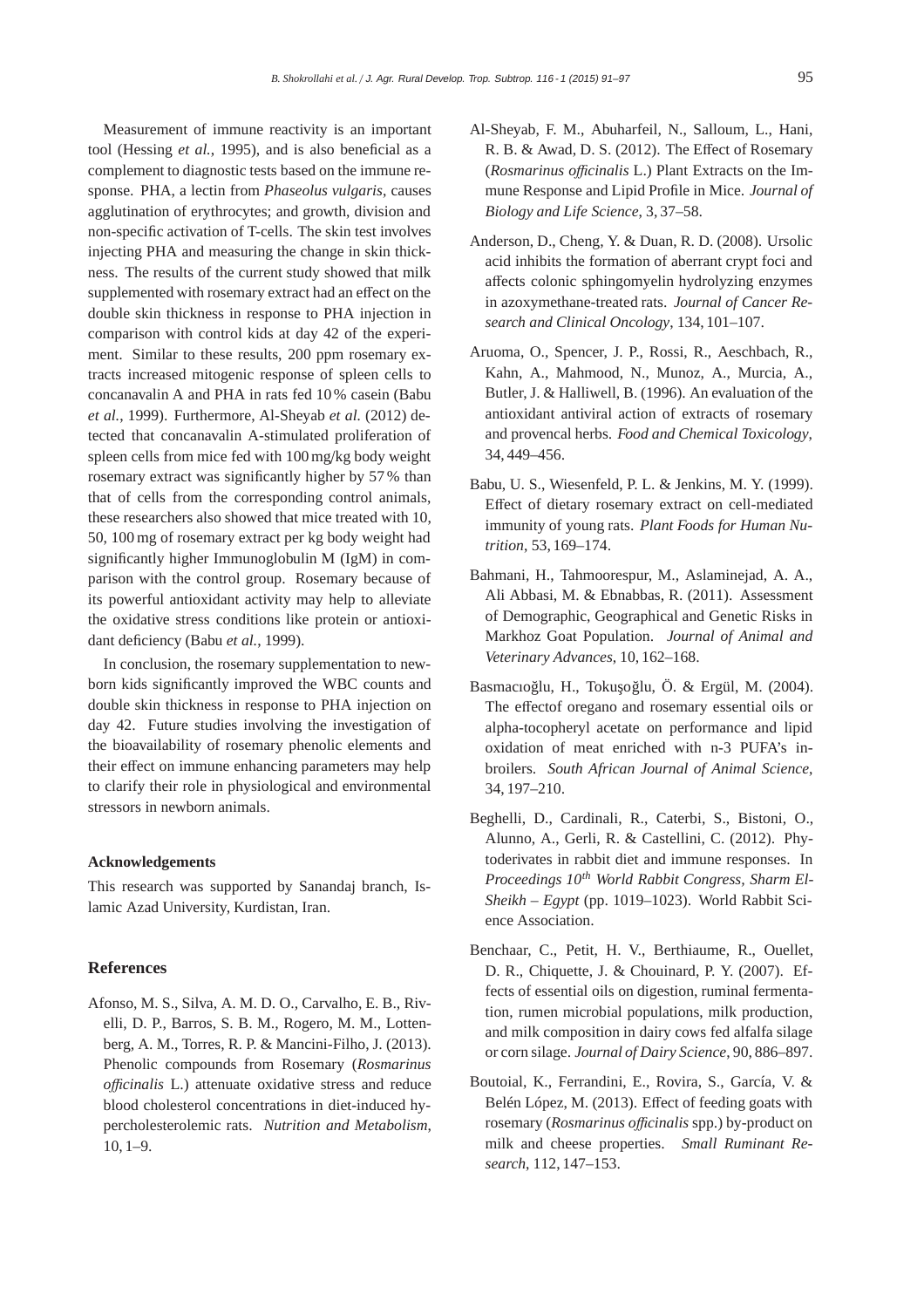Measurement of immune reactivity is an important tool (Hessing *et al.*, 1995), and is also beneficial as a complement to diagnostic tests based on the immune response. PHA, a lectin from *Phaseolus vulgaris*, causes agglutination of erythrocytes; and growth, division and non-specific activation of T-cells. The skin test involves injecting PHA and measuring the change in skin thickness. The results of the current study showed that milk supplemented with rosemary extract had an effect on the double skin thickness in response to PHA injection in comparison with control kids at day 42 of the experiment. Similar to these results, 200 ppm rosemary extracts increased mitogenic response of spleen cells to concanavalin A and PHA in rats fed 10 % casein (Babu *et al.*, 1999). Furthermore, Al-Sheyab *et al.* (2012) detected that concanavalin A-stimulated proliferation of spleen cells from mice fed with 100 mg/kg body weight rosemary extract was significantly higher by 57 % than that of cells from the corresponding control animals, these researchers also showed that mice treated with 10, 50, 100 mg of rosemary extract per kg body weight had significantly higher Immunoglobulin M (IgM) in comparison with the control group. Rosemary because of its powerful antioxidant activity may help to alleviate the oxidative stress conditions like protein or antioxidant deficiency (Babu *et al.*, 1999).

In conclusion, the rosemary supplementation to newborn kids significantly improved the WBC counts and double skin thickness in response to PHA injection on day 42. Future studies involving the investigation of the bioavailability of rosemary phenolic elements and their effect on immune enhancing parameters may help to clarify their role in physiological and environmental stressors in newborn animals.

### Acknowledgements

This research was supported by Sanandaj branch, Islamic Azad University, Kurdistan, Iran.

## References

Afonso, M. S., Silva, A. M. D. O., Carvalho, E. B., Rivelli, D. P., Barros, S. B. M., Rogero, M. M., Lottenberg, A. M., Torres, R. P. & Mancini-Filho, J. (2013). Phenolic compounds from Rosemary (*Rosmarinus officinalis* L.) attenuate oxidative stress and reduce blood cholesterol concentrations in diet-induced hypercholesterolemic rats. *Nutrition and Metabolism*, 10, 1–9.

Al-Sheyab, F. M., Abuharfeil, N., Salloum, L., Hani, R. B. & Awad, D. S. (2012). The Effect of Rosemary (*Rosmarinus officinalis* L.) Plant Extracts on the Immune Response and Lipid Profile in Mice. *Journal of Biology and Life Science*, 3, 37–58.

Anderson, D., Cheng, Y. & Duan, R. D. (2008). Ursolic acid inhibits the formation of aberrant crypt foci and affects colonic sphingomyelin hydrolyzing enzymes in azoxymethane-treated rats. *Journal of Cancer Research and Clinical Oncology*, 134, 101–107.

Aruoma, O., Spencer, J. P., Rossi, R., Aeschbach, R., Kahn, A., Mahmood, N., Munoz, A., Murcia, A., Butler, J. & Halliwell, B. (1996). An evaluation of the antioxidant antiviral action of extracts of rosemary and provencal herbs. *Food and Chemical Toxicology*, 34, 449–456.

Babu, U. S., Wiesenfeld, P. L. & Jenkins, M. Y. (1999). Effect of dietary rosemary extract on cell-mediated immunity of young rats. *Plant Foods for Human Nutrition*, 53, 169–174.

Bahmani, H., Tahmoorespur, M., Aslaminejad, A. A., Ali Abbasi, M. & Ebnabbas, R. (2011). Assessment of Demographic, Geographical and Genetic Risks in Markhoz Goat Population. *Journal of Animal and Veterinary Advances*, 10, 162–168.

Basmacıoğlu, H., Tokuşoğlu, Ö. & Ergül, M. (2004). The effectof oregano and rosemary essential oils or alpha-tocopheryl acetate on performance and lipid oxidation of meat enriched with n-3 PUFA's in-broilers. *South African Journal of Animal Science*, 34, 197–210.

Beghelli, D., Cardinali, R., Caterbi, S., Bistoni, O., Alunno, A., Gerli, R. & Castellini, C. (2012). Phytoderivates in rabbit diet and immune responses. In *Proceedings 10th World Rabbit Congress, Sharm El-Sheikh – Egypt* (pp. 1019–1023). World Rabbit Science Association.

Benchaar, C., Petit, H. V., Berthiaume, R., Ouellet, D. R., Chiquette, J. & Chouinard, P. Y. (2007). Effects of essential oils on digestion, ruminal fermentation, rumen microbial populations, milk production, and milk composition in dairy cows fed alfalfa silage or corn silage. *Journal of Dairy Science*, 90, 886–897.

Boutoial, K., Ferrandini, E., Rovira, S., García, V. & Belén López, M. (2013). Effect of feeding goats with rosemary (*Rosmarinus officinalis* spp.) by-product on milk and cheese properties. *Small Ruminant Research*, 112, 147–153.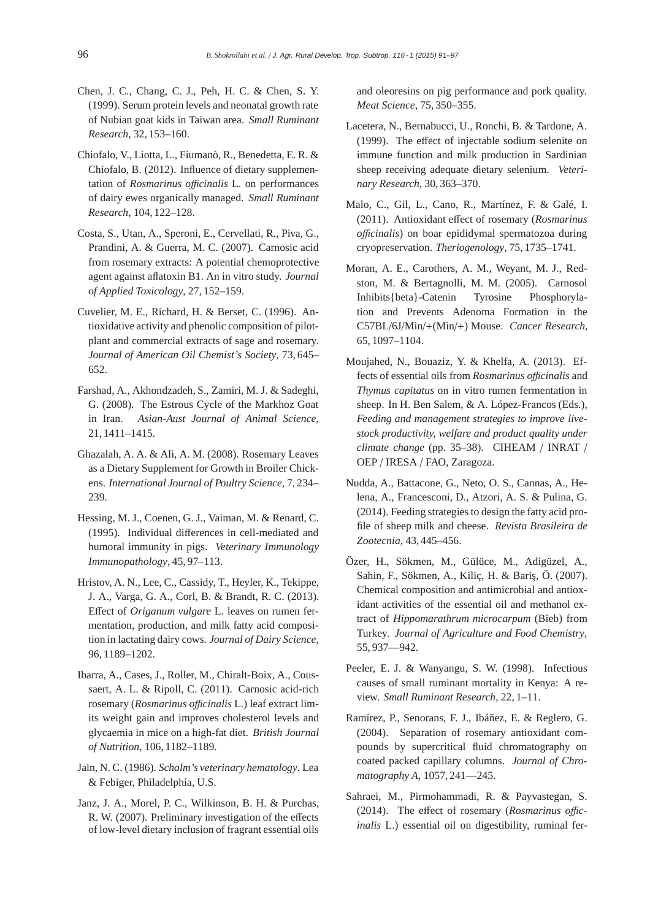Chen, J. C., Chang, C. J., Peh, H. C. & Chen, S. Y. (1999). Serum protein levels and neonatal growth rate of Nubian goat kids in Taiwan area. *Small Ruminant Research*, 32, 153–160.

Chiofalo, V., Liotta, L., Fiumanò, R., Benedetta, E. R. & Chiofalo, B. (2012). Influence of dietary supplementation of *Rosmarinus officinalis* L. on performances of dairy ewes organically managed. *Small Ruminant Research*, 104, 122–128.

Costa, S., Utan, A., Speroni, E., Cervellati, R., Piva, G., Prandini, A. & Guerra, M. C. (2007). Carnosic acid from rosemary extracts: A potential chemoprotective agent against aflatoxin B1. An in vitro study. *Journal of Applied Toxicology*, 27, 152–159.

Cuvelier, M. E., Richard, H. & Berset, C. (1996). Antioxidative activity and phenolic composition of pilot-plant and commercial extracts of sage and rosemary. *Journal of American Oil Chemist's Society*, 73, 645–652.

Farshad, A., Akhondzadeh, S., Zamiri, M. J. & Sadeghi, G. (2008). The Estrous Cycle of the Markhoz Goat in Iran. *Asian-Aust Journal of Animal Science*, 21, 1411–1415.

Ghazalah, A. A. & Ali, A. M. (2008). Rosemary Leaves as a Dietary Supplement for Growth in Broiler Chickens. *International Journal of Poultry Science*, 7, 234–239.

Hessing, M. J., Coenen, G. J., Vaiman, M. & Renard, C. (1995). Individual differences in cell-mediated and humoral immunity in pigs. *Veterinary Immunology Immunopathology*, 45, 97–113.

Hristov, A. N., Lee, C., Cassidy, T., Heyler, K., Tekippe, J. A., Varga, G. A., Corl, B. & Brandt, R. C. (2013). Effect of *Origanum vulgare* L. leaves on rumen fermentation, production, and milk fatty acid composition in lactating dairy cows. *Journal of Dairy Science*, 96, 1189–1202.

Ibarra, A., Cases, J., Roller, M., Chiralt-Boix, A., Coussaert, A. L. & Ripoll, C. (2011). Carnosic acid-rich rosemary (*Rosmarinus officinalis* L.) leaf extract limits weight gain and improves cholesterol levels and glycaemia in mice on a high-fat diet. *British Journal of Nutrition*, 106, 1182–1189.

Jain, N. C. (1986). *Schalm's veterinary hematology*. Lea & Febiger, Philadelphia, U.S.

Janz, J. A., Morel, P. C., Wilkinson, B. H. & Purchas, R. W. (2007). Preliminary investigation of the effects of low-level dietary inclusion of fragrant essential oils and oleoresins on pig performance and pork quality. *Meat Science*, 75, 350–355.

Lacetera, N., Bernabucci, U., Ronchi, B. & Tardone, A. (1999). The effect of injectable sodium selenite on immune function and milk production in Sardinian sheep receiving adequate dietary selenium. *Veterinary Research*, 30, 363–370.

Malo, C., Gil, L., Cano, R., Martínez, F. & Galé, I. (2011). Antioxidant effect of rosemary (*Rosmarinus officinalis*) on boar epididymal spermatozoa during cryopreservation. *Theriogenology*, 75, 1735–1741.

Moran, A. E., Carothers, A. M., Weyant, M. J., Redston, M. & Bertagnolli, M. M. (2005). Carnosol Inhibits{beta}-Catenin Tyrosine Phosphorylation and Prevents Adenoma Formation in the C57BL/6J/Min/+(Min/+) Mouse. *Cancer Research*, 65, 1097–1104.

Moujahed, N., Bouaziz, Y. & Khelfa, A. (2013). Effects of essential oils from *Rosmarinus officinalis* and *Thymus capitatus* on in vitro rumen fermentation in sheep. In H. Ben Salem, & A. López-Francos (Eds.), *Feeding and management strategies to improve livestock productivity, welfare and product quality under climate change* (pp. 35–38). CIHEAM / INRAT / OEP / IRESA / FAO, Zaragoza.

Nudda, A., Battacone, G., Neto, O. S., Cannas, A., Helena, A., Francesconi, D., Atzori, A. S. & Pulina, G. (2014). Feeding strategies to design the fatty acid profile of sheep milk and cheese. *Revista Brasileira de Zootecnia*, 43, 445–456.

Özer, H., Sökmen, M., Gülüce, M., Adigüzel, A., Sahin, F., Sökmen, A., Kiliç, H. & Bariş, Ö. (2007). Chemical composition and antimicrobial and antioxidant activities of the essential oil and methanol extract of *Hippomarathrum microcarpum* (Bieb) from Turkey. *Journal of Agriculture and Food Chemistry*, 55, 937—942.

Peeler, E. J. & Wanyangu, S. W. (1998). Infectious causes of small ruminant mortality in Kenya: A review. *Small Ruminant Research*, 22, 1–11.

Ramírez, P., Senorans, F. J., Ibáñez, E. & Reglero, G. (2004). Separation of rosemary antioxidant compounds by supercritical fluid chromatography on coated packed capillary columns. *Journal of Chromatography A*, 1057, 241—245.

Sahraei, M., Pirmohammadi, R. & Payvastegan, S. (2014). The effect of rosemary (*Rosmarinus officinalis* L.) essential oil on digestibility, ruminal fer-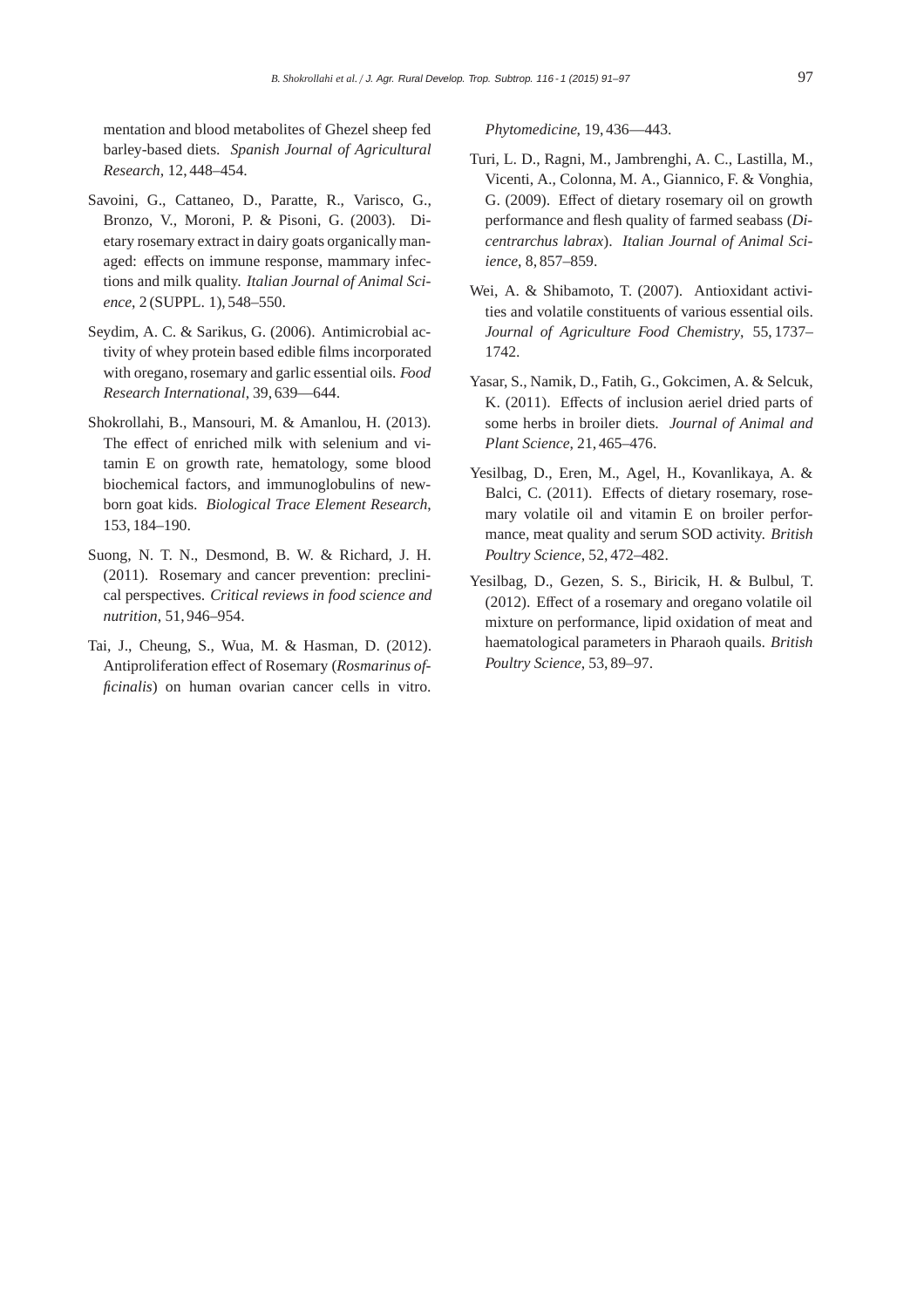mentation and blood metabolites of Ghezel sheep fed barley-based diets. *Spanish Journal of Agricultural Research*, 12, 448–454.

Savoini, G., Cattaneo, D., Paratte, R., Varisco, G., Bronzo, V., Moroni, P. & Pisoni, G. (2003). Dietary rosemary extract in dairy goats organically managed: effects on immune response, mammary infections and milk quality. *Italian Journal of Animal Science*, 2 (SUPPL. 1), 548–550.

Seydim, A. C. & Sarikus, G. (2006). Antimicrobial activity of whey protein based edible films incorporated with oregano, rosemary and garlic essential oils. *Food Research International*, 39, 639—644.

Shokrollahi, B., Mansouri, M. & Amanlou, H. (2013). The effect of enriched milk with selenium and vitamin E on growth rate, hematology, some blood biochemical factors, and immunoglobulins of newborn goat kids. *Biological Trace Element Research*, 153, 184–190.

Suong, N. T. N., Desmond, B. W. & Richard, J. H. (2011). Rosemary and cancer prevention: preclinical perspectives. *Critical reviews in food science and nutrition*, 51, 946–954.

Tai, J., Cheung, S., Wua, M. & Hasman, D. (2012). Antiproliferation effect of Rosemary (*Rosmarinus officinalis*) on human ovarian cancer cells in vitro. *Phytomedicine*, 19, 436—443.

Turi, L. D., Ragni, M., Jambrenghi, A. C., Lastilla, M., Vicenti, A., Colonna, M. A., Giannico, F. & Vonghia, G. (2009). Effect of dietary rosemary oil on growth performance and flesh quality of farmed seabass (*Dicentrarchus labrax*). *Italian Journal of Animal Science*, 8, 857–859.

Wei, A. & Shibamoto, T. (2007). Antioxidant activities and volatile constituents of various essential oils. *Journal of Agriculture Food Chemistry*, 55, 1737–1742.

Yasar, S., Namik, D., Fatih, G., Gokcimen, A. & Selcuk, K. (2011). Effects of inclusion aeriel dried parts of some herbs in broiler diets. *Journal of Animal and Plant Science*, 21, 465–476.

Yesilbag, D., Eren, M., Agel, H., Kovanlikaya, A. & Balci, C. (2011). Effects of dietary rosemary, rosemary volatile oil and vitamin E on broiler performance, meat quality and serum SOD activity. *British Poultry Science*, 52, 472–482.

Yesilbag, D., Gezen, S. S., Biricik, H. & Bulbul, T. (2012). Effect of a rosemary and oregano volatile oil mixture on performance, lipid oxidation of meat and haematological parameters in Pharaoh quails. *British Poultry Science*, 53, 89–97.